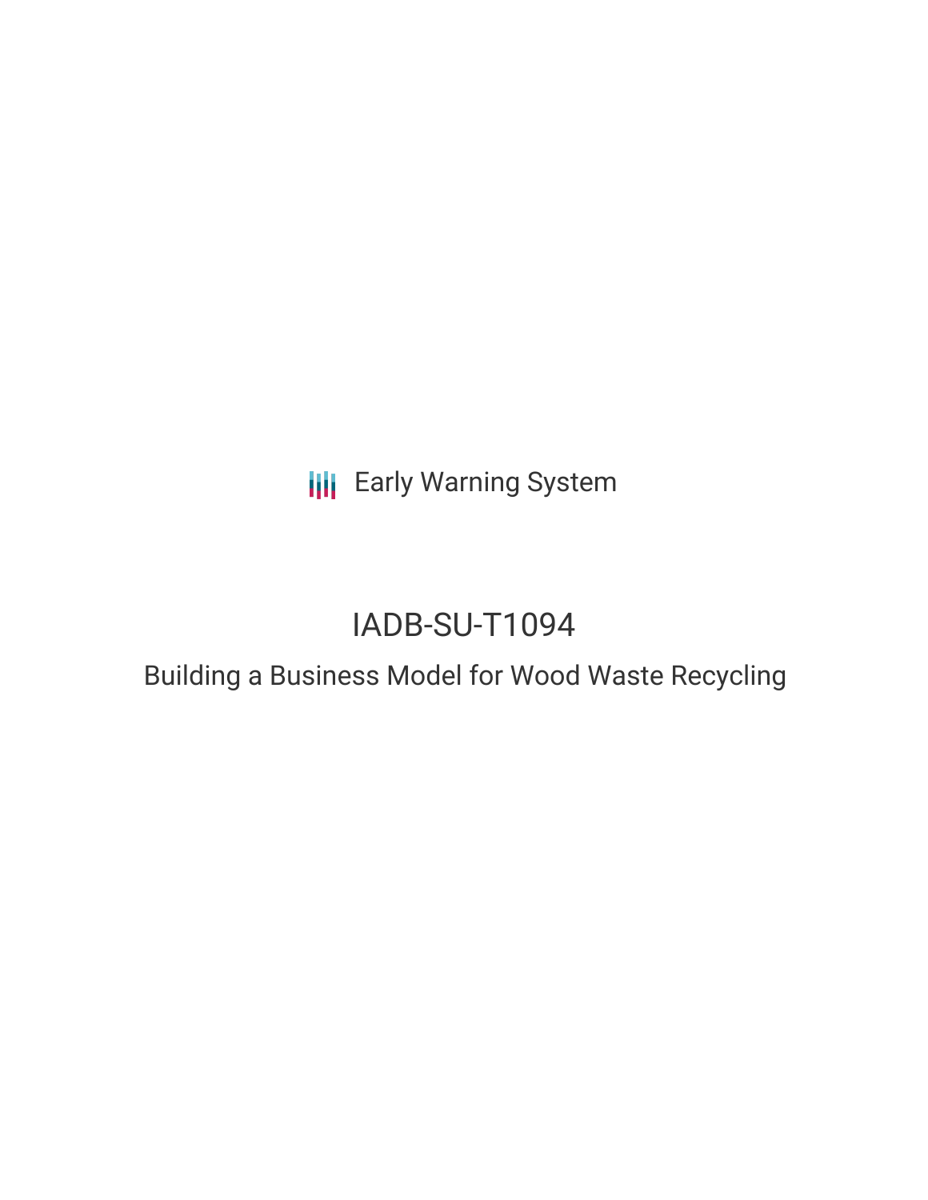Early Warning System

# IADB-SU-T1094

## Building a Business Model for Wood Waste Recycling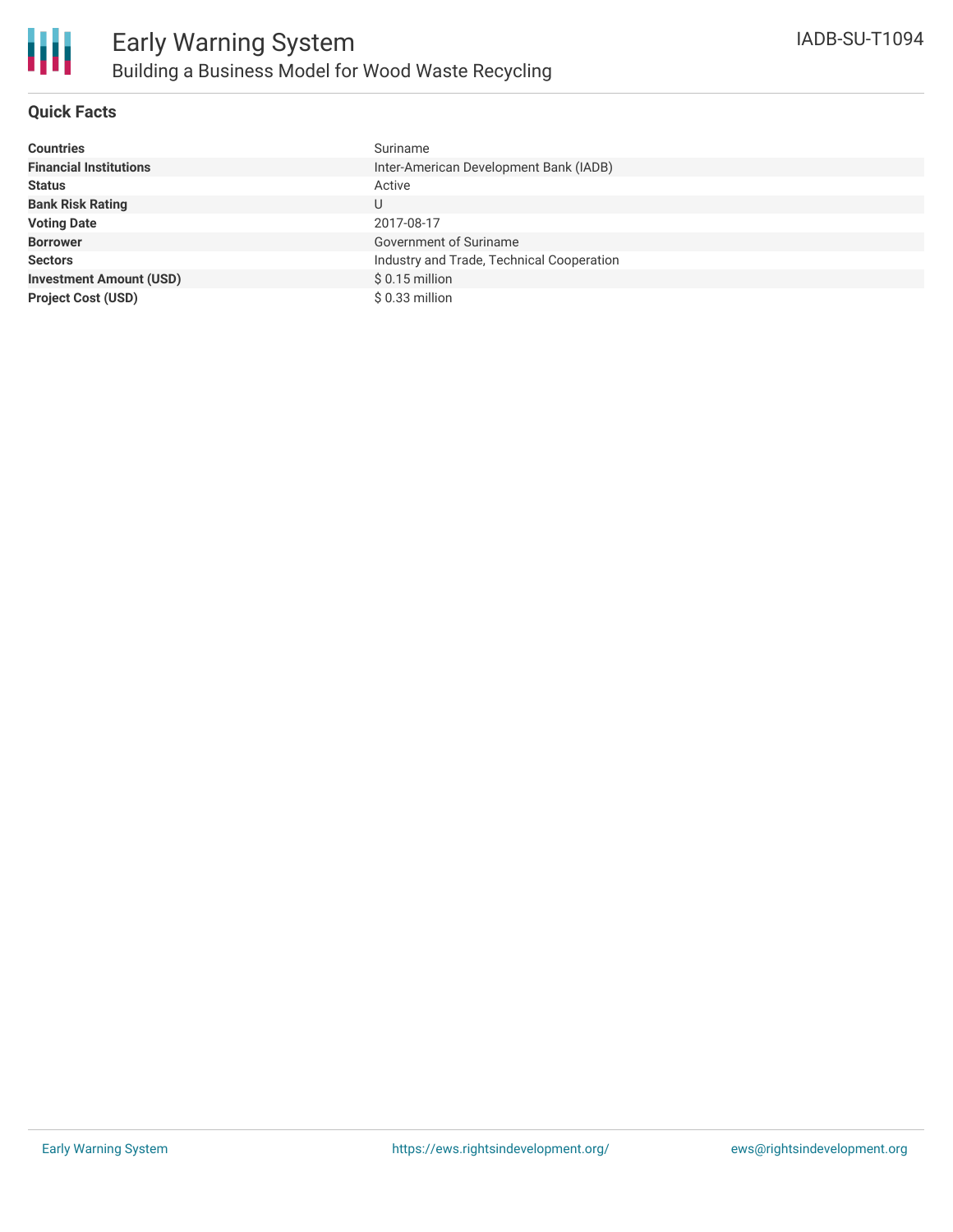## Quick Facts

| | |
|---|---|
| **Countries** | Suriname |
| **Financial Institutions** | Inter-American Development Bank (IADB) |
| **Status** | Active |
| **Bank Risk Rating** | U |
| **Voting Date** | 2017-08-17 |
| **Borrower** | Government of Suriname |
| **Sectors** | Industry and Trade, Technical Cooperation |
| **Investment Amount (USD)** | $ 0.15 million |
| **Project Cost (USD)** | $ 0.33 million |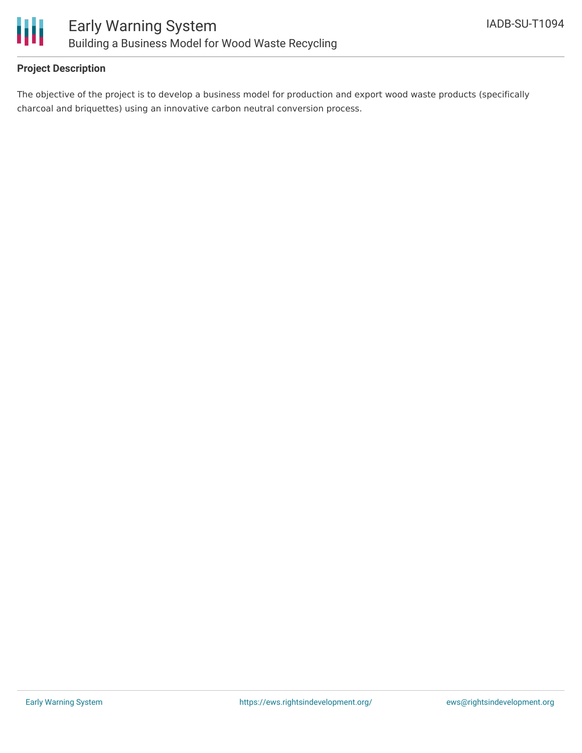**Project Description**

The objective of the project is to develop a business model for production and export wood waste products (specifically charcoal and briquettes) using an innovative carbon neutral conversion process.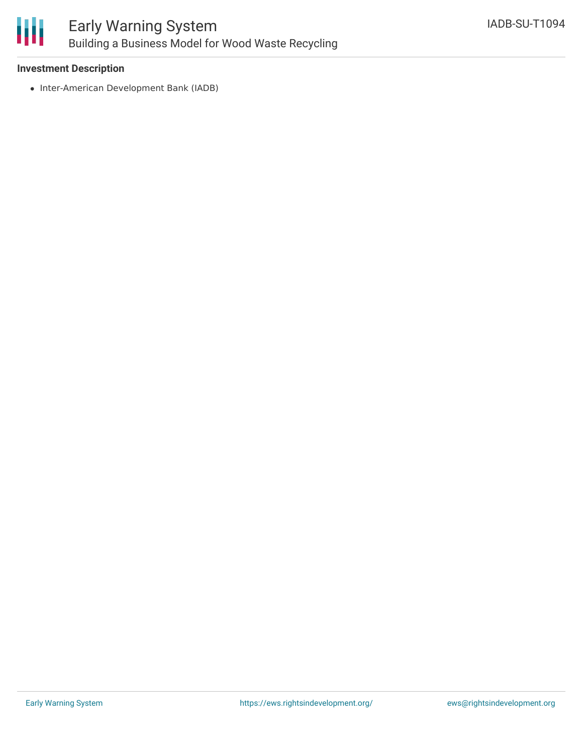**Investment Description**

- Inter-American Development Bank (IADB)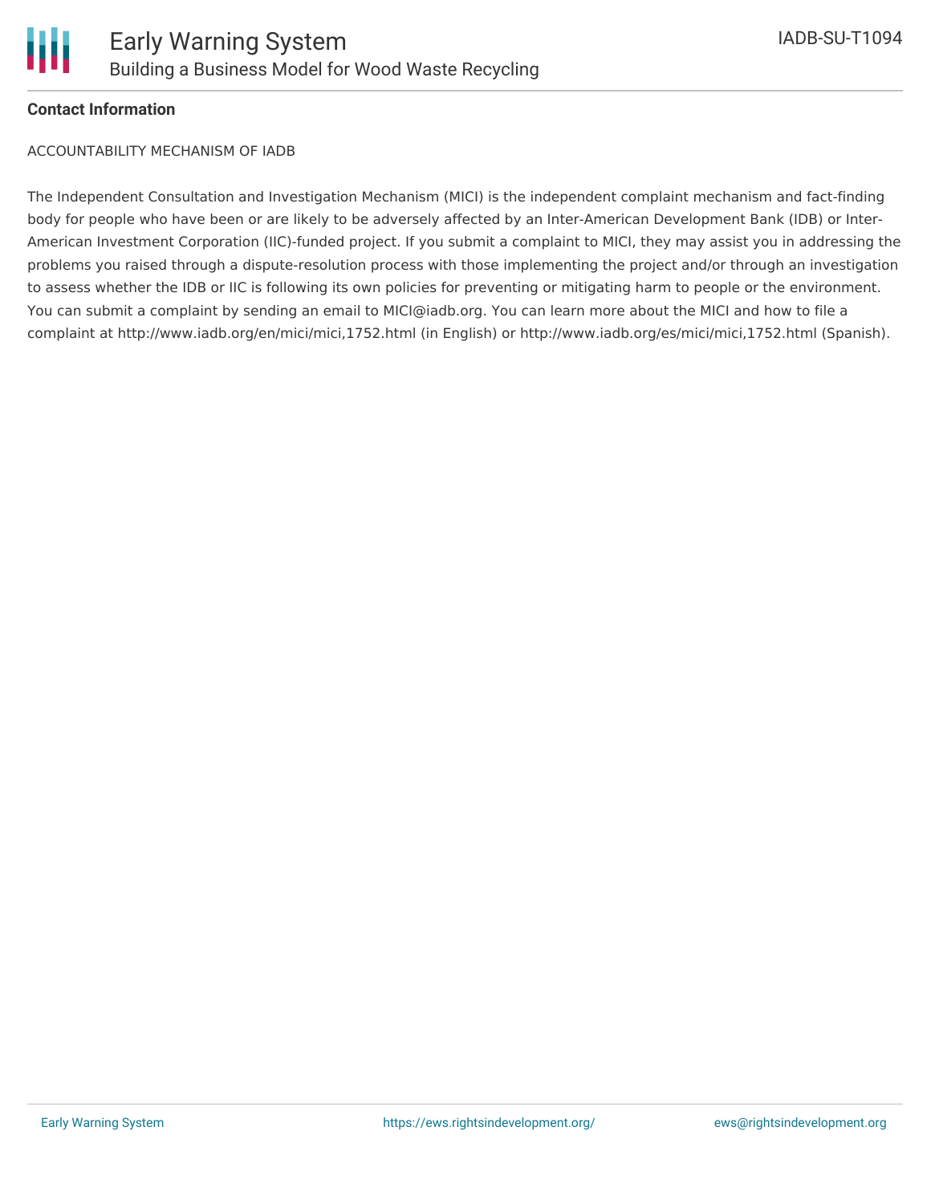**Contact Information**

ACCOUNTABILITY MECHANISM OF IADB

The Independent Consultation and Investigation Mechanism (MICI) is the independent complaint mechanism and fact-finding body for people who have been or are likely to be adversely affected by an Inter-American Development Bank (IDB) or Inter-American Investment Corporation (IIC)-funded project. If you submit a complaint to MICI, they may assist you in addressing the problems you raised through a dispute-resolution process with those implementing the project and/or through an investigation to assess whether the IDB or IIC is following its own policies for preventing or mitigating harm to people or the environment. You can submit a complaint by sending an email to MICI@iadb.org. You can learn more about the MICI and how to file a complaint at http://www.iadb.org/en/mici/mici,1752.html (in English) or http://www.iadb.org/es/mici/mici,1752.html (Spanish).